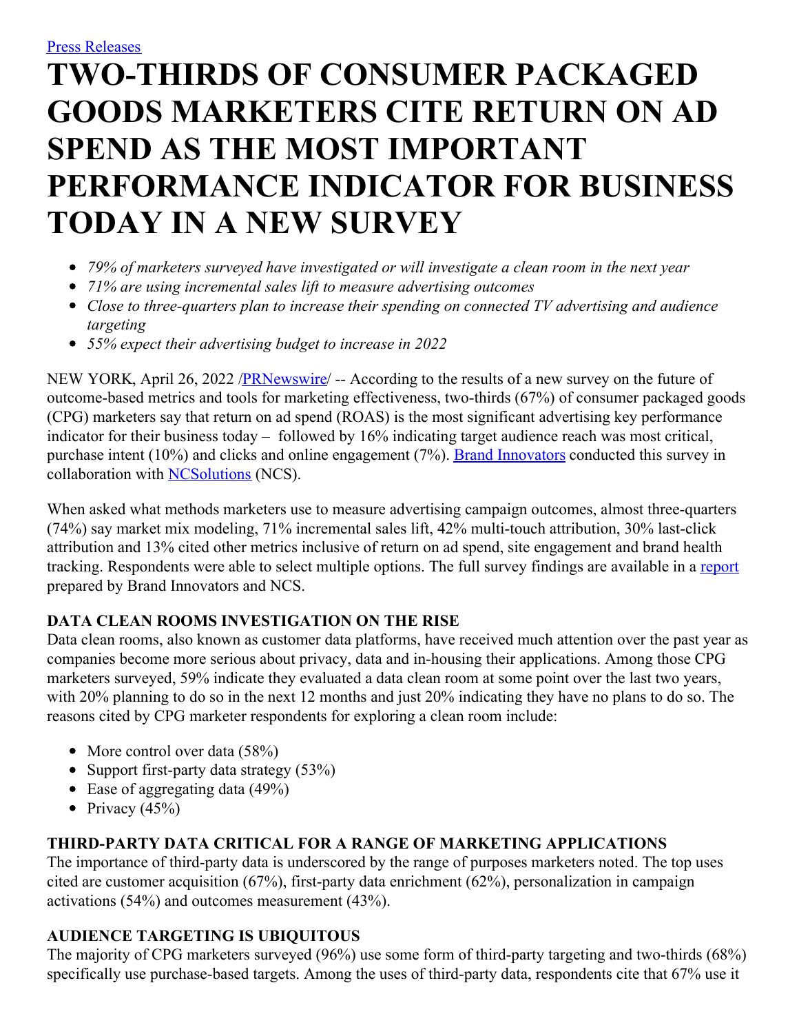[Press Releases](#)

# TWO-THIRDS OF CONSUMER PACKAGED GOODS MARKETERS CITE RETURN ON AD SPEND AS THE MOST IMPORTANT PERFORMANCE INDICATOR FOR BUSINESS TODAY IN A NEW SURVEY

- *79% of marketers surveyed have investigated or will investigate a clean room in the next year*
- *71% are using incremental sales lift to measure advertising outcomes*
- *Close to three-quarters plan to increase their spending on connected TV advertising and audience targeting*
- *55% expect their advertising budget to increase in 2022*

NEW YORK, April 26, 2022 /PRNewswire/ -- According to the results of a new survey on the future of outcome-based metrics and tools for marketing effectiveness, two-thirds (67%) of consumer packaged goods (CPG) marketers say that return on ad spend (ROAS) is the most significant advertising key performance indicator for their business today – followed by 16% indicating target audience reach was most critical, purchase intent (10%) and clicks and online engagement (7%). Brand Innovators conducted this survey in collaboration with NCSolutions (NCS).

When asked what methods marketers use to measure advertising campaign outcomes, almost three-quarters (74%) say market mix modeling, 71% incremental sales lift, 42% multi-touch attribution, 30% last-click attribution and 13% cited other metrics inclusive of return on ad spend, site engagement and brand health tracking. Respondents were able to select multiple options. The full survey findings are available in a report prepared by Brand Innovators and NCS.

### DATA CLEAN ROOMS INVESTIGATION ON THE RISE

Data clean rooms, also known as customer data platforms, have received much attention over the past year as companies become more serious about privacy, data and in-housing their applications. Among those CPG marketers surveyed, 59% indicate they evaluated a data clean room at some point over the last two years, with 20% planning to do so in the next 12 months and just 20% indicating they have no plans to do so. The reasons cited by CPG marketer respondents for exploring a clean room include:

- More control over data (58%)
- Support first-party data strategy (53%)
- Ease of aggregating data (49%)
- Privacy (45%)

### THIRD-PARTY DATA CRITICAL FOR A RANGE OF MARKETING APPLICATIONS

The importance of third-party data is underscored by the range of purposes marketers noted. The top uses cited are customer acquisition (67%), first-party data enrichment (62%), personalization in campaign activations (54%) and outcomes measurement (43%).

### AUDIENCE TARGETING IS UBIQUITOUS

The majority of CPG marketers surveyed (96%) use some form of third-party targeting and two-thirds (68%) specifically use purchase-based targets. Among the uses of third-party data, respondents cite that 67% use it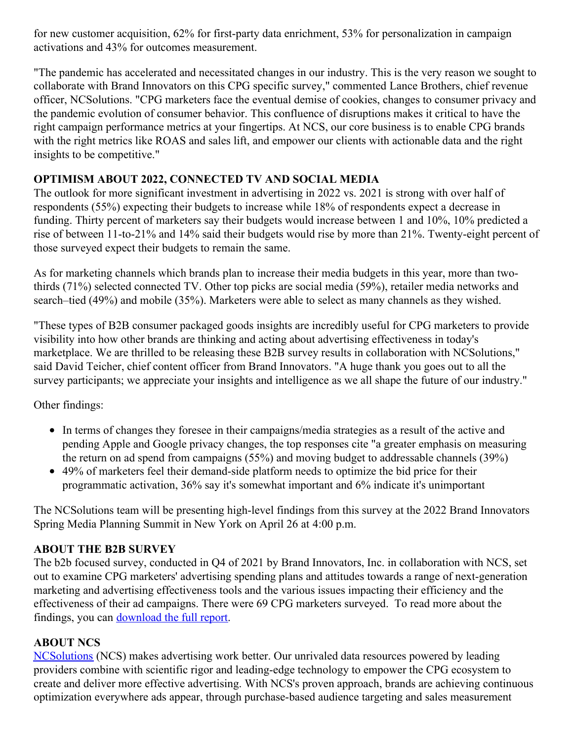for new customer acquisition, 62% for first-party data enrichment, 53% for personalization in campaign activations and 43% for outcomes measurement.

"The pandemic has accelerated and necessitated changes in our industry. This is the very reason we sought to collaborate with Brand Innovators on this CPG specific survey," commented Lance Brothers, chief revenue officer, NCSolutions. "CPG marketers face the eventual demise of cookies, changes to consumer privacy and the pandemic evolution of consumer behavior. This confluence of disruptions makes it critical to have the right campaign performance metrics at your fingertips. At NCS, our core business is to enable CPG brands with the right metrics like ROAS and sales lift, and empower our clients with actionable data and the right insights to be competitive."

**OPTIMISM ABOUT 2022, CONNECTED TV AND SOCIAL MEDIA**

The outlook for more significant investment in advertising in 2022 vs. 2021 is strong with over half of respondents (55%) expecting their budgets to increase while 18% of respondents expect a decrease in funding. Thirty percent of marketers say their budgets would increase between 1 and 10%, 10% predicted a rise of between 11-to-21% and 14% said their budgets would rise by more than 21%. Twenty-eight percent of those surveyed expect their budgets to remain the same.

As for marketing channels which brands plan to increase their media budgets in this year, more than two-thirds (71%) selected connected TV. Other top picks are social media (59%), retailer media networks and search–tied (49%) and mobile (35%). Marketers were able to select as many channels as they wished.

"These types of B2B consumer packaged goods insights are incredibly useful for CPG marketers to provide visibility into how other brands are thinking and acting about advertising effectiveness in today's marketplace. We are thrilled to be releasing these B2B survey results in collaboration with NCSolutions," said David Teicher, chief content officer from Brand Innovators. "A huge thank you goes out to all the survey participants; we appreciate your insights and intelligence as we all shape the future of our industry."

Other findings:

- In terms of changes they foresee in their campaigns/media strategies as a result of the active and pending Apple and Google privacy changes, the top responses cite "a greater emphasis on measuring the return on ad spend from campaigns (55%) and moving budget to addressable channels (39%)
- 49% of marketers feel their demand-side platform needs to optimize the bid price for their programmatic activation, 36% say it's somewhat important and 6% indicate it's unimportant

The NCSolutions team will be presenting high-level findings from this survey at the 2022 Brand Innovators Spring Media Planning Summit in New York on April 26 at 4:00 p.m.

**ABOUT THE B2B SURVEY**

The b2b focused survey, conducted in Q4 of 2021 by Brand Innovators, Inc. in collaboration with NCS, set out to examine CPG marketers' advertising spending plans and attitudes towards a range of next-generation marketing and advertising effectiveness tools and the various issues impacting their efficiency and the effectiveness of their ad campaigns. There were 69 CPG marketers surveyed. To read more about the findings, you can download the full report.

**ABOUT NCS**

NCSolutions (NCS) makes advertising work better. Our unrivaled data resources powered by leading providers combine with scientific rigor and leading-edge technology to empower the CPG ecosystem to create and deliver more effective advertising. With NCS's proven approach, brands are achieving continuous optimization everywhere ads appear, through purchase-based audience targeting and sales measurement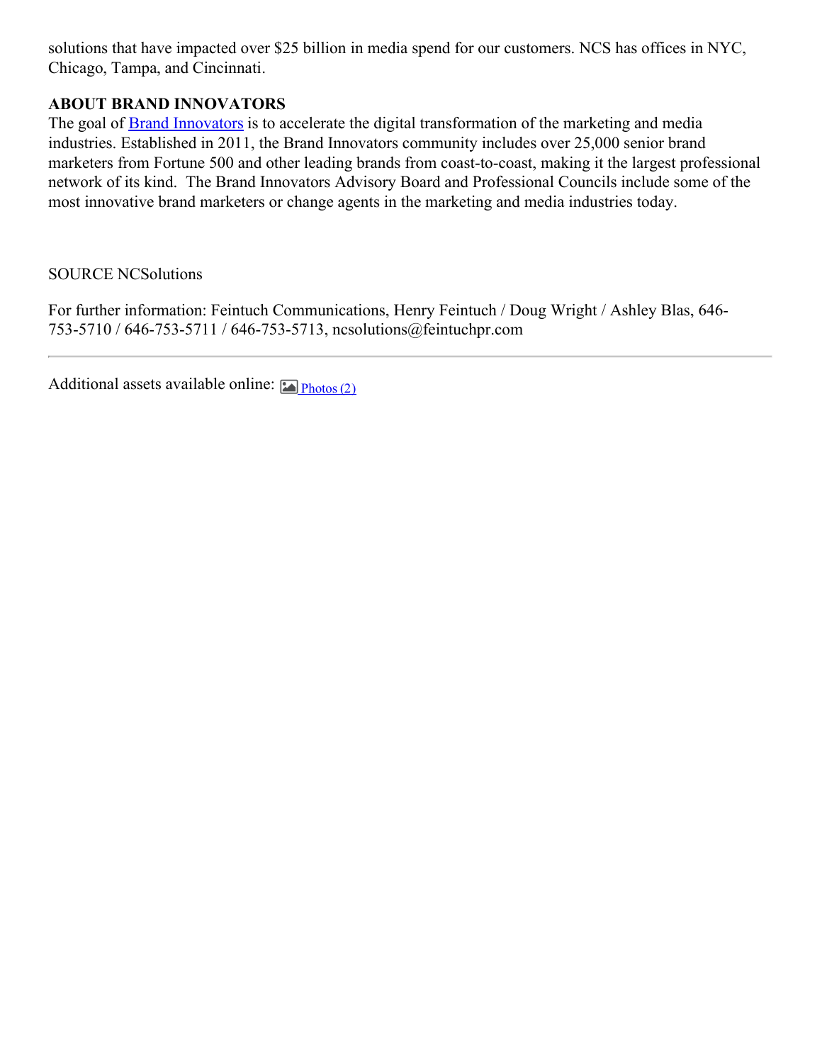solutions that have impacted over $25 billion in media spend for our customers. NCS has offices in NYC, Chicago, Tampa, and Cincinnati.

**ABOUT BRAND INNOVATORS**

The goal of Brand Innovators is to accelerate the digital transformation of the marketing and media industries. Established in 2011, the Brand Innovators community includes over 25,000 senior brand marketers from Fortune 500 and other leading brands from coast-to-coast, making it the largest professional network of its kind. The Brand Innovators Advisory Board and Professional Councils include some of the most innovative brand marketers or change agents in the marketing and media industries today.

SOURCE NCSolutions

For further information: Feintuch Communications, Henry Feintuch / Doug Wright / Ashley Blas, 646-753-5710 / 646-753-5711 / 646-753-5713, ncsolutions@feintuchpr.com

---

Additional assets available online: Photos (2)